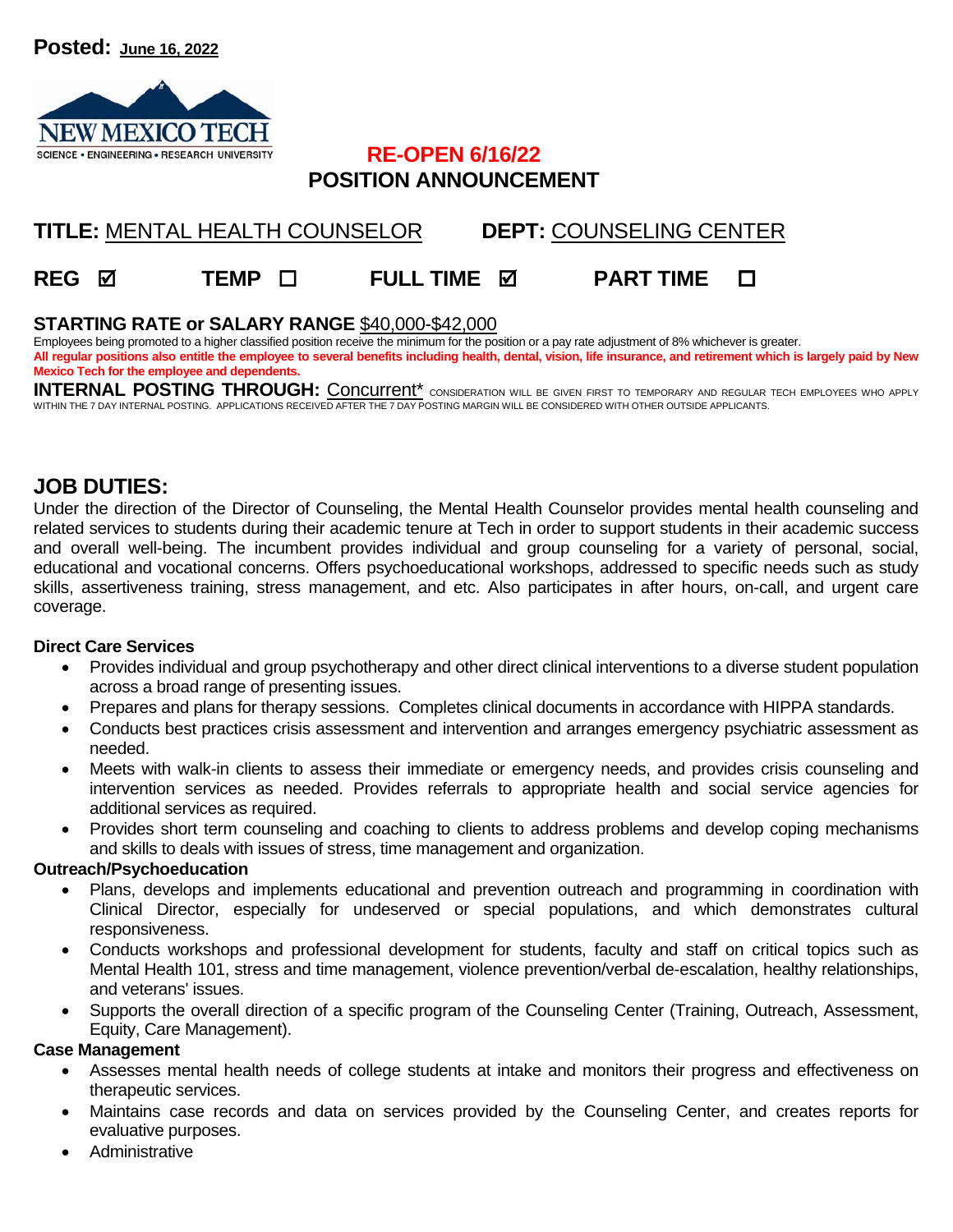**Posted:** June 16, 2022

NEW MEXICO TECH
SCIENCE • ENGINEERING • RESEARCH UNIVERSITY

**RE-OPEN 6/16/22**

# POSITION ANNOUNCEMENT

**TITLE:** MENTAL HEALTH COUNSELOR **DEPT:** COUNSELING CENTER

**REG** ☑ **TEMP** ☐ **FULL TIME** ☑ **PART TIME** ☐

**STARTING RATE or SALARY RANGE** $40,000-$42,000

Employees being promoted to a higher classified position receive the minimum for the position or a pay rate adjustment of 8% whichever is greater.

**All regular positions also entitle the employee to several benefits including health, dental, vision, life insurance, and retirement which is largely paid by New Mexico Tech for the employee and dependents.**

**INTERNAL POSTING THROUGH:** Concurrent* CONSIDERATION WILL BE GIVEN FIRST TO TEMPORARY AND REGULAR TECH EMPLOYEES WHO APPLY WITHIN THE 7 DAY INTERNAL POSTING. APPLICATIONS RECEIVED AFTER THE 7 DAY POSTING MARGIN WILL BE CONSIDERED WITH OTHER OUTSIDE APPLICANTS.

## JOB DUTIES:

Under the direction of the Director of Counseling, the Mental Health Counselor provides mental health counseling and related services to students during their academic tenure at Tech in order to support students in their academic success and overall well-being. The incumbent provides individual and group counseling for a variety of personal, social, educational and vocational concerns. Offers psychoeducational workshops, addressed to specific needs such as study skills, assertiveness training, stress management, and etc. Also participates in after hours, on-call, and urgent care coverage.

**Direct Care Services**

- Provides individual and group psychotherapy and other direct clinical interventions to a diverse student population across a broad range of presenting issues.
- Prepares and plans for therapy sessions. Completes clinical documents in accordance with HIPPA standards.
- Conducts best practices crisis assessment and intervention and arranges emergency psychiatric assessment as needed.
- Meets with walk-in clients to assess their immediate or emergency needs, and provides crisis counseling and intervention services as needed. Provides referrals to appropriate health and social service agencies for additional services as required.
- Provides short term counseling and coaching to clients to address problems and develop coping mechanisms and skills to deals with issues of stress, time management and organization.

**Outreach/Psychoeducation**

- Plans, develops and implements educational and prevention outreach and programming in coordination with Clinical Director, especially for undeserved or special populations, and which demonstrates cultural responsiveness.
- Conducts workshops and professional development for students, faculty and staff on critical topics such as Mental Health 101, stress and time management, violence prevention/verbal de-escalation, healthy relationships, and veterans' issues.
- Supports the overall direction of a specific program of the Counseling Center (Training, Outreach, Assessment, Equity, Care Management).

**Case Management**

- Assesses mental health needs of college students at intake and monitors their progress and effectiveness on therapeutic services.
- Maintains case records and data on services provided by the Counseling Center, and creates reports for evaluative purposes.
- Administrative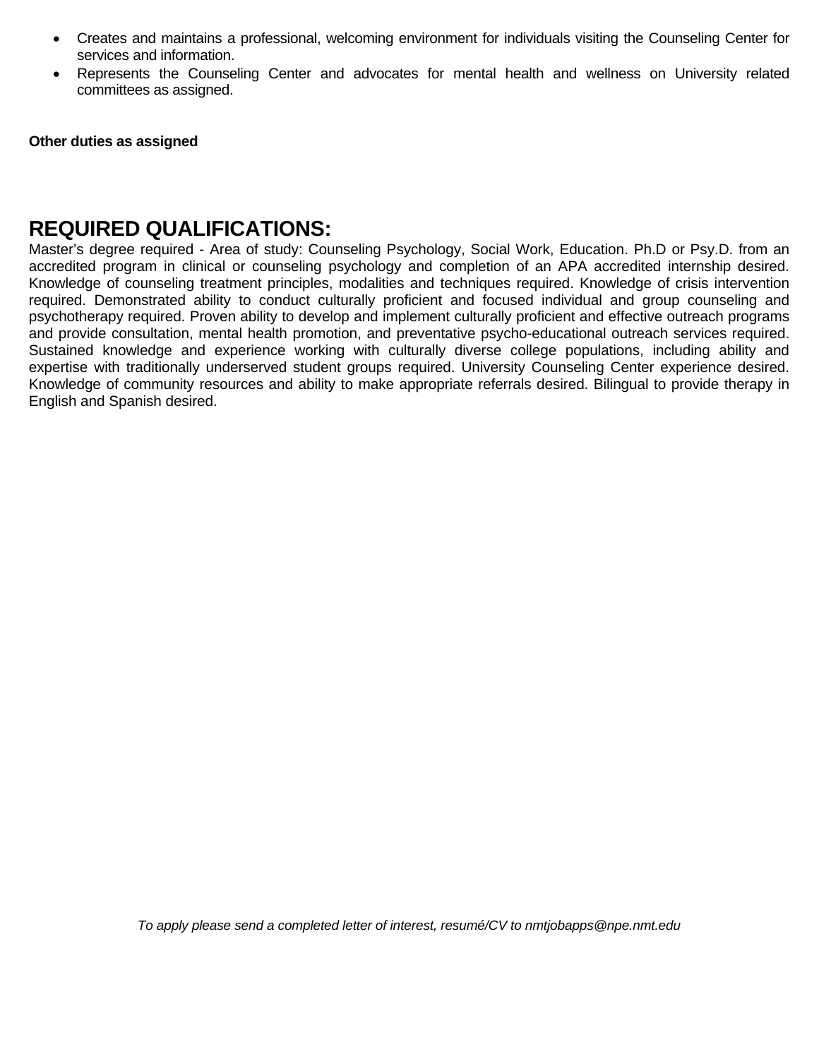- Creates and maintains a professional, welcoming environment for individuals visiting the Counseling Center for services and information.
- Represents the Counseling Center and advocates for mental health and wellness on University related committees as assigned.

**Other duties as assigned**

## REQUIRED QUALIFICATIONS:

Master's degree required - Area of study: Counseling Psychology, Social Work, Education. Ph.D or Psy.D. from an accredited program in clinical or counseling psychology and completion of an APA accredited internship desired. Knowledge of counseling treatment principles, modalities and techniques required. Knowledge of crisis intervention required. Demonstrated ability to conduct culturally proficient and focused individual and group counseling and psychotherapy required. Proven ability to develop and implement culturally proficient and effective outreach programs and provide consultation, mental health promotion, and preventative psycho-educational outreach services required. Sustained knowledge and experience working with culturally diverse college populations, including ability and expertise with traditionally underserved student groups required. University Counseling Center experience desired. Knowledge of community resources and ability to make appropriate referrals desired. Bilingual to provide therapy in English and Spanish desired.

*To apply please send a completed letter of interest, resumé/CV to nmtjobapps@npe.nmt.edu*